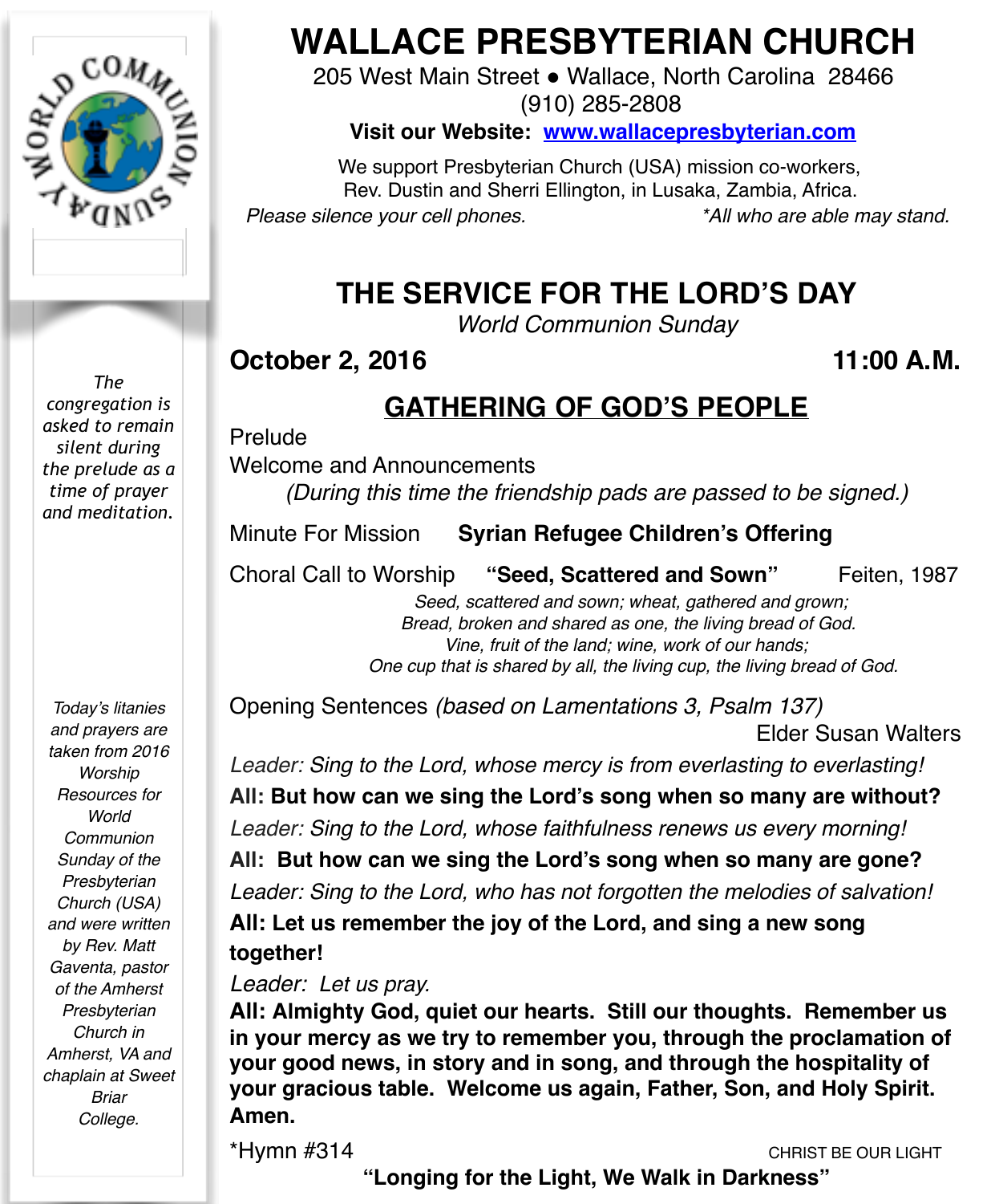# WALLACE PRESBYTERIAN CHURCH

205 West Main Street ● Wallace, North Carolina 28466
(910) 285-2808
**Visit our Website: www.wallacepresbyterian.com**

We support Presbyterian Church (USA) mission co-workers,
Rev. Dustin and Sherri Ellington, in Lusaka, Zambia, Africa.

*Please silence your cell phones.* *\*All who are able may stand.*

*The congregation is asked to remain silent during the prelude as a time of prayer and meditation.*

*Today's litanies and prayers are taken from 2016 Worship Resources for World Communion Sunday of the Presbyterian Church (USA) and were written by Rev. Matt Gaventa, pastor of the Amherst Presbyterian Church in Amherst, VA and chaplain at Sweet Briar College.*

## THE SERVICE FOR THE LORD'S DAY

*World Communion Sunday*

**October 2, 2016** **11:00 A.M.**

## GATHERING OF GOD'S PEOPLE

Prelude

Welcome and Announcements

*(During this time the friendship pads are passed to be signed.)*

Minute For Mission **Syrian Refugee Children's Offering**

Choral Call to Worship **"Seed, Scattered and Sown"** Feiten, 1987

*Seed, scattered and sown; wheat, gathered and grown;*
*Bread, broken and shared as one, the living bread of God.*
*Vine, fruit of the land; wine, work of our hands;*
*One cup that is shared by all, the living cup, the living bread of God.*

Opening Sentences *(based on Lamentations 3, Psalm 137)* Elder Susan Walters

*Leader: Sing to the Lord, whose mercy is from everlasting to everlasting!*

**All: But how can we sing the Lord's song when so many are without?**

*Leader: Sing to the Lord, whose faithfulness renews us every morning!*

**All: But how can we sing the Lord's song when so many are gone?**

*Leader: Sing to the Lord, who has not forgotten the melodies of salvation!*

**All: Let us remember the joy of the Lord, and sing a new song together!**

*Leader: Let us pray.*

**All: Almighty God, quiet our hearts. Still our thoughts. Remember us in your mercy as we try to remember you, through the proclamation of your good news, in story and in song, and through the hospitality of your gracious table. Welcome us again, Father, Son, and Holy Spirit. Amen.**

\*Hymn #314 CHRIST BE OUR LIGHT

**"Longing for the Light, We Walk in Darkness"**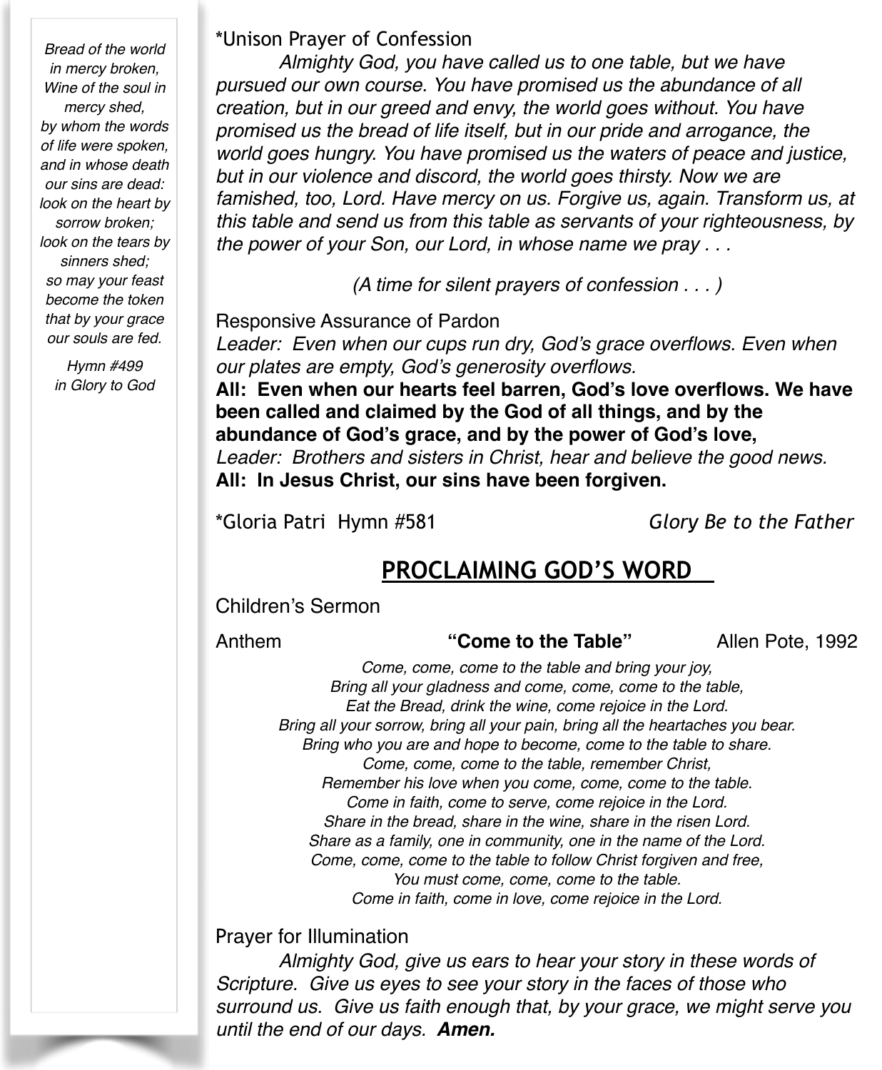*Bread of the world in mercy broken, Wine of the soul in mercy shed, by whom the words of life were spoken, and in whose death our sins are dead: look on the heart by sorrow broken; look on the tears by sinners shed; so may your feast become the token that by your grace our souls are fed.*

*Hymn #499 in Glory to God*

*Unison Prayer of Confession

*Almighty God, you have called us to one table, but we have pursued our own course. You have promised us the abundance of all creation, but in our greed and envy, the world goes without. You have promised us the bread of life itself, but in our pride and arrogance, the world goes hungry. You have promised us the waters of peace and justice, but in our violence and discord, the world goes thirsty. Now we are famished, too, Lord. Have mercy on us. Forgive us, again. Transform us, at this table and send us from this table as servants of your righteousness, by the power of your Son, our Lord, in whose name we pray . . .*

*(A time for silent prayers of confession . . . )*

Responsive Assurance of Pardon

*Leader: Even when our cups run dry, God's grace overflows. Even when our plates are empty, God's generosity overflows.*

**All: Even when our hearts feel barren, God's love overflows. We have been called and claimed by the God of all things, and by the abundance of God's grace, and by the power of God's love,**

*Leader: Brothers and sisters in Christ, hear and believe the good news.*

**All: In Jesus Christ, our sins have been forgiven.**

*Gloria Patri Hymn #581 — *Glory Be to the Father*

## PROCLAIMING GOD'S WORD

Children's Sermon

Anthem **"Come to the Table"** Allen Pote, 1992

*Come, come, come to the table and bring your joy,*
*Bring all your gladness and come, come, come to the table,*
*Eat the Bread, drink the wine, come rejoice in the Lord.*
*Bring all your sorrow, bring all your pain, bring all the heartaches you bear.*
*Bring who you are and hope to become, come to the table to share.*
*Come, come, come to the table, remember Christ,*
*Remember his love when you come, come, come to the table.*
*Come in faith, come to serve, come rejoice in the Lord.*
*Share in the bread, share in the wine, share in the risen Lord.*
*Share as a family, one in community, one in the name of the Lord.*
*Come, come, come to the table to follow Christ forgiven and free,*
*You must come, come, come to the table.*
*Come in faith, come in love, come rejoice in the Lord.*

Prayer for Illumination

*Almighty God, give us ears to hear your story in these words of Scripture. Give us eyes to see your story in the faces of those who surround us. Give us faith enough that, by your grace, we might serve you until the end of our days.* ***Amen.***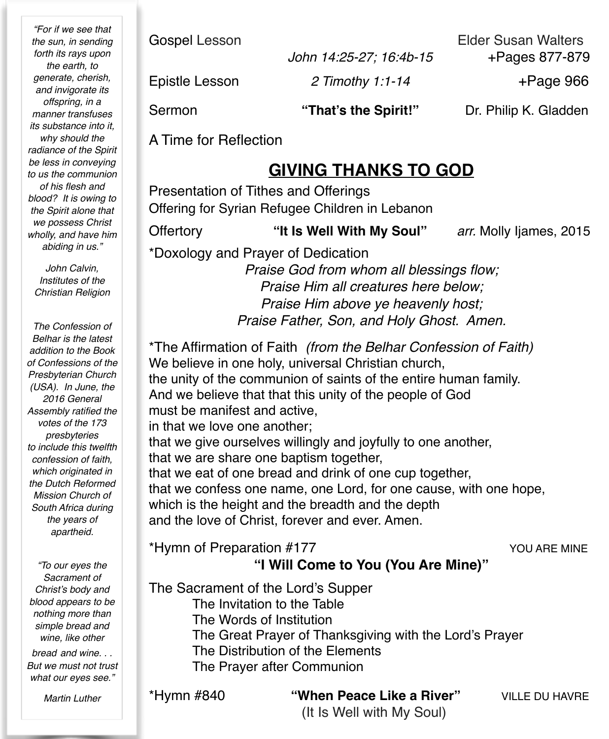Gospel Lesson — Elder Susan Walters
*John 14:25-27; 16:4b-15* — +Pages 877-879

Epistle Lesson — *2 Timothy 1:1-14* — +Page 966

Sermon — **"That's the Spirit!"** — Dr. Philip K. Gladden

A Time for Reflection

## GIVING THANKS TO GOD

Presentation of Tithes and Offerings
Offering for Syrian Refugee Children in Lebanon

Offertory — **"It Is Well With My Soul"** — *arr.* Molly Ijames, 2015

*Doxology and Prayer of Dedication

*Praise God from whom all blessings flow;*
*Praise Him all creatures here below;*
*Praise Him above ye heavenly host;*
*Praise Father, Son, and Holy Ghost. Amen.*

*The Affirmation of Faith *(from the Belhar Confession of Faith)*
We believe in one holy, universal Christian church,
the unity of the communion of saints of the entire human family.
And we believe that that this unity of the people of God
must be manifest and active,
in that we love one another;
that we give ourselves willingly and joyfully to one another,
that we are share one baptism together,
that we eat of one bread and drink of one cup together,
that we confess one name, one Lord, for one cause, with one hope,
which is the height and the breadth and the depth
and the love of Christ, forever and ever. Amen.

*Hymn of Preparation #177 — YOU ARE MINE
**"I Will Come to You (You Are Mine)"**

The Sacrament of the Lord's Supper
- The Invitation to the Table
- The Words of Institution
- The Great Prayer of Thanksgiving with the Lord's Prayer
- The Distribution of the Elements
- The Prayer after Communion

*Hymn #840 — **"When Peace Like a River"** — VILLE DU HAVRE
(It Is Well with My Soul)

---

*"For if we see that the sun, in sending forth its rays upon the earth, to generate, cherish, and invigorate its offspring, in a manner transfuses its substance into it, why should the radiance of the Spirit be less in conveying to us the communion of his flesh and blood? It is owing to the Spirit alone that we possess Christ wholly, and have him abiding in us."*

*John Calvin, Institutes of the Christian Religion*

*The Confession of Belhar is the latest addition to the Book of Confessions of the Presbyterian Church (USA). In June, the 2016 General Assembly ratified the votes of the 173 presbyteries to include this twelfth confession of faith, which originated in the Dutch Reformed Mission Church of South Africa during the years of apartheid.*

*"To our eyes the Sacrament of Christ's body and blood appears to be nothing more than simple bread and wine, like other bread and wine. . . But we must not trust what our eyes see."*

*Martin Luther*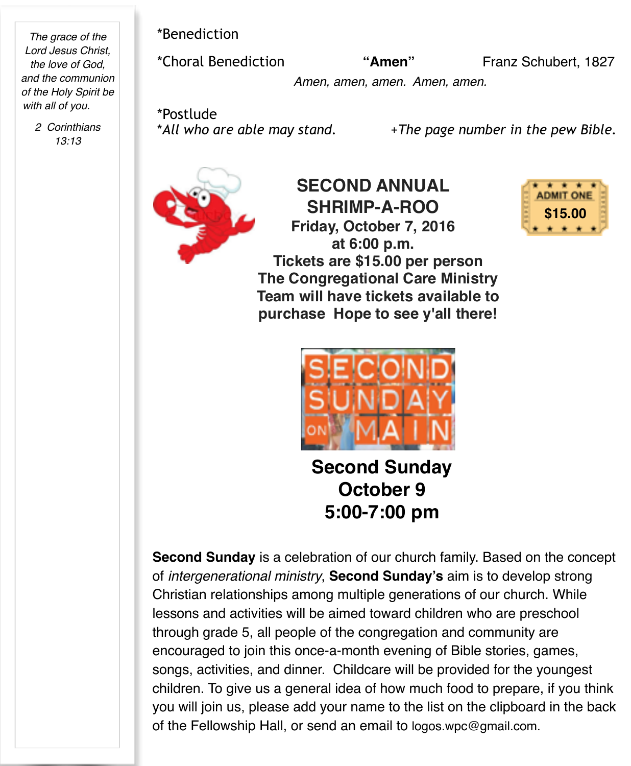*The grace of the Lord Jesus Christ, the love of God, and the communion of the Holy Spirit be with all of you.*

*2 Corinthians 13:13*

*Benediction

*Choral Benediction **"Amen"** Franz Schubert, 1827

*Amen, amen, amen. Amen, amen.*

*Postlude

**All who are able may stand.* *+The page number in the pew Bible.*

**SECOND ANNUAL SHRIMP-A-ROO**

**Friday, October 7, 2016 at 6:00 p.m.**

**Tickets are $15.00 per person**

**The Congregational Care Ministry Team will have tickets available to purchase Hope to see y'all there!**

ADMIT ONE $15.00

SECOND SUNDAY ON MAIN

**Second Sunday**

**October 9**

**5:00-7:00 pm**

**Second Sunday** is a celebration of our church family. Based on the concept of *intergenerational ministry*, **Second Sunday's** aim is to develop strong Christian relationships among multiple generations of our church. While lessons and activities will be aimed toward children who are preschool through grade 5, all people of the congregation and community are encouraged to join this once-a-month evening of Bible stories, games, songs, activities, and dinner. Childcare will be provided for the youngest children. To give us a general idea of how much food to prepare, if you think you will join us, please add your name to the list on the clipboard in the back of the Fellowship Hall, or send an email to logos.wpc@gmail.com.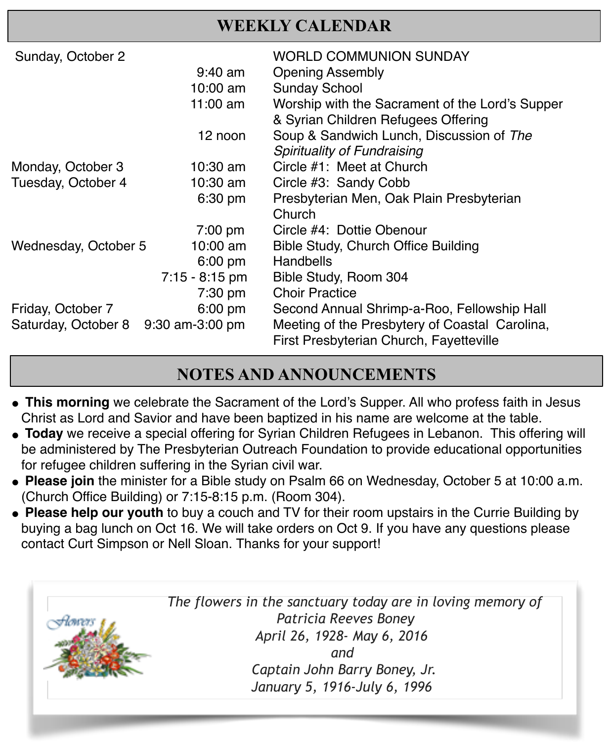## WEEKLY CALENDAR

| Date | Time | Event |
|---|---|---|
| Sunday, October 2 | | WORLD COMMUNION SUNDAY |
| | 9:40 am | Opening Assembly |
| | 10:00 am | Sunday School |
| | 11:00 am | Worship with the Sacrament of the Lord's Supper & Syrian Children Refugees Offering |
| | 12 noon | Soup & Sandwich Lunch, Discussion of *The Spirituality of Fundraising* |
| Monday, October 3 | 10:30 am | Circle #1: Meet at Church |
| Tuesday, October 4 | 10:30 am | Circle #3: Sandy Cobb |
| | 6:30 pm | Presbyterian Men, Oak Plain Presbyterian Church |
| | 7:00 pm | Circle #4: Dottie Obenour |
| Wednesday, October 5 | 10:00 am | Bible Study, Church Office Building |
| | 6:00 pm | Handbells |
| | 7:15 - 8:15 pm | Bible Study, Room 304 |
| | 7:30 pm | Choir Practice |
| Friday, October 7 | 6:00 pm | Second Annual Shrimp-a-Roo, Fellowship Hall |
| Saturday, October 8 | 9:30 am-3:00 pm | Meeting of the Presbytery of Coastal Carolina, First Presbyterian Church, Fayetteville |

## NOTES AND ANNOUNCEMENTS

- **This morning** we celebrate the Sacrament of the Lord's Supper. All who profess faith in Jesus Christ as Lord and Savior and have been baptized in his name are welcome at the table.
- **Today** we receive a special offering for Syrian Children Refugees in Lebanon. This offering will be administered by The Presbyterian Outreach Foundation to provide educational opportunities for refugee children suffering in the Syrian civil war.
- **Please join** the minister for a Bible study on Psalm 66 on Wednesday, October 5 at 10:00 a.m. (Church Office Building) or 7:15-8:15 p.m. (Room 304).
- **Please help our youth** to buy a couch and TV for their room upstairs in the Currie Building by buying a bag lunch on Oct 16. We will take orders on Oct 9. If you have any questions please contact Curt Simpson or Nell Sloan. Thanks for your support!

*The flowers in the sanctuary today are in loving memory of*
*Patricia Reeves Boney*
*April 26, 1928- May 6, 2016*
*and*
*Captain John Barry Boney, Jr.*
*January 5, 1916-July 6, 1996*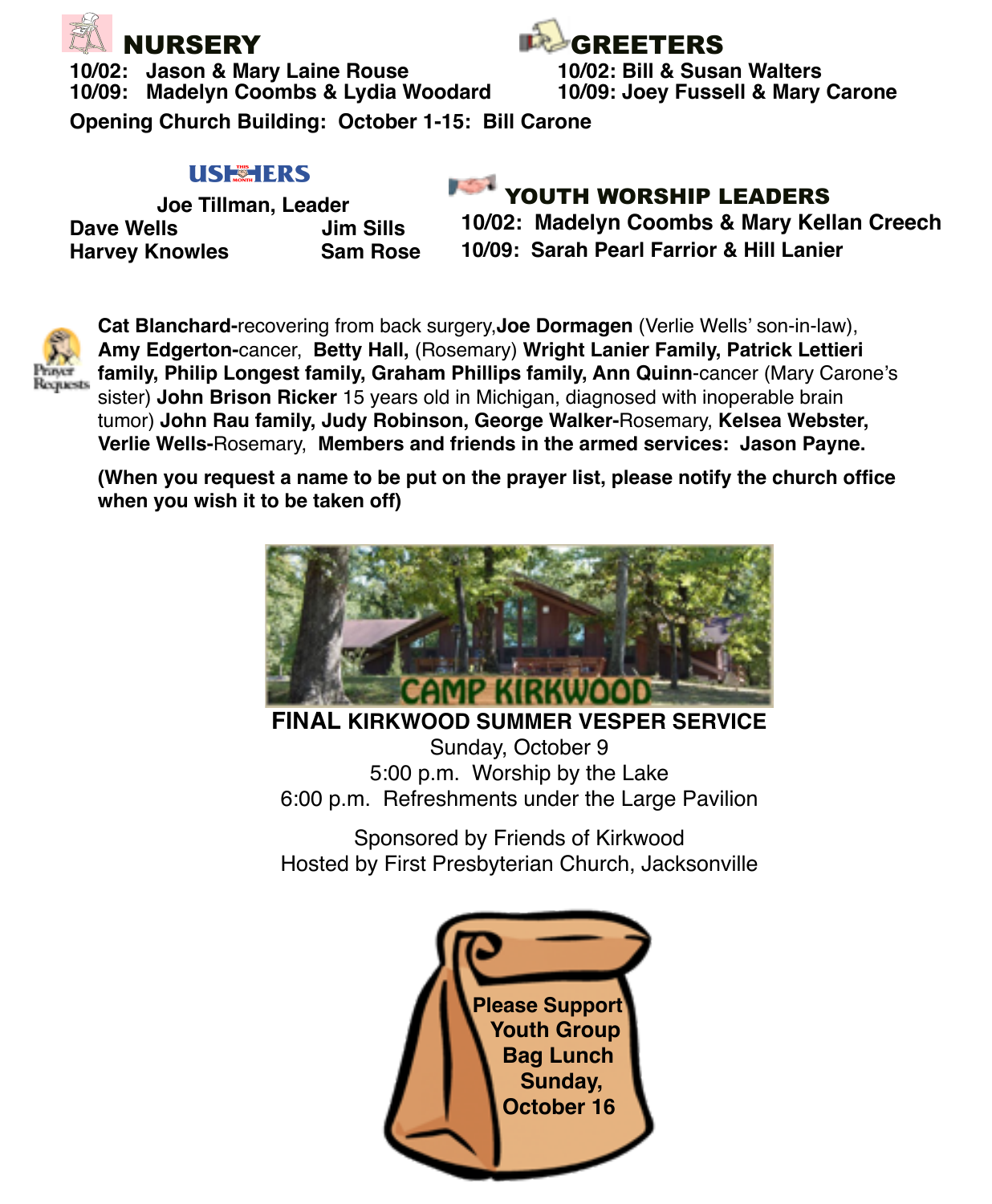## NURSERY

**10/02: Jason & Mary Laine Rouse**
**10/09: Madelyn Coombs & Lydia Woodard**

## GREETERS

**10/02: Bill & Susan Walters**
**10/09: Joey Fussell & Mary Carone**

**Opening Church Building: October 1-15: Bill Carone**

## USHERS

**Joe Tillman, Leader**

**Dave Wells** | **Jim Sills**
**Harvey Knowles** | **Sam Rose**

## YOUTH WORSHIP LEADERS

**10/02: Madelyn Coombs & Mary Kellan Creech**
**10/09: Sarah Pearl Farrior & Hill Lanier**

Prayer Requests

**Cat Blanchard-**recovering from back surgery,**Joe Dormagen** (Verlie Wells' son-in-law), **Amy Edgerton-**cancer, **Betty Hall,** (Rosemary) **Wright Lanier Family, Patrick Lettieri family, Philip Longest family, Graham Phillips family, Ann Quinn**-cancer (Mary Carone's sister) **John Brison Ricker** 15 years old in Michigan, diagnosed with inoperable brain tumor) **John Rau family, Judy Robinson, George Walker-**Rosemary, **Kelsea Webster, Verlie Wells-**Rosemary, **Members and friends in the armed services: Jason Payne.**

**(When you request a name to be put on the prayer list, please notify the church office when you wish it to be taken off)**

CAMP KIRKWOOD

**FINAL KIRKWOOD SUMMER VESPER SERVICE**

Sunday, October 9
5:00 p.m. Worship by the Lake
6:00 p.m. Refreshments under the Large Pavilion

Sponsored by Friends of Kirkwood
Hosted by First Presbyterian Church, Jacksonville

**Please Support Youth Group Bag Lunch Sunday, October 16**